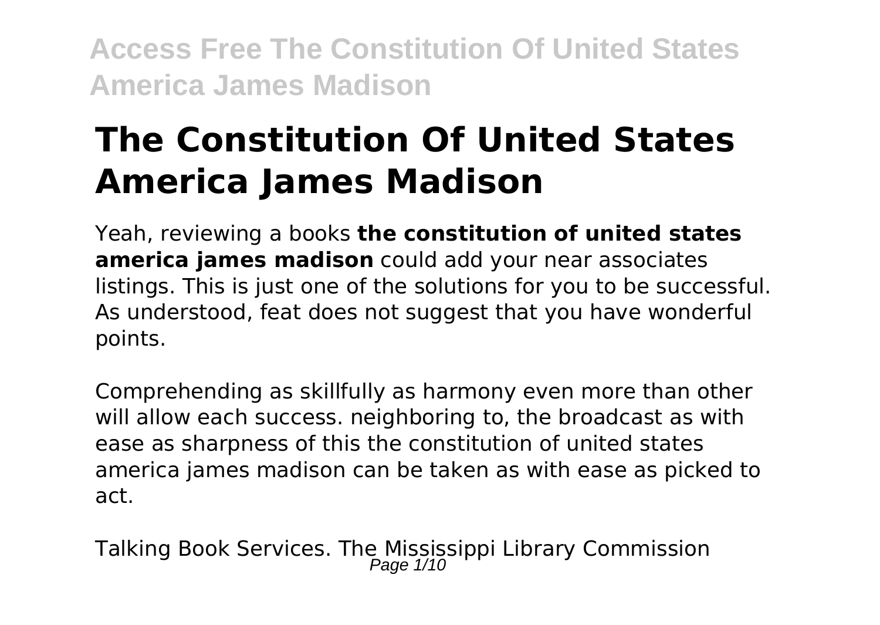# The Constitution Of United States America James Madison

Yeah, reviewing a books **the constitution of united states america james madison** could add your near associates listings. This is just one of the solutions for you to be successful. As understood, feat does not suggest that you have wonderful points.

Comprehending as skillfully as harmony even more than other will allow each success. neighboring to, the broadcast as with ease as sharpness of this the constitution of united states america james madison can be taken as with ease as picked to act.

Talking Book Services. The Mississippi Library Commission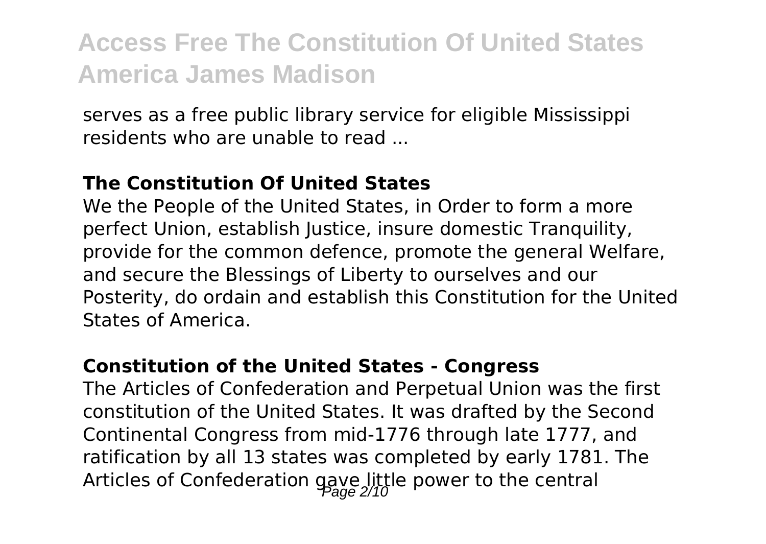serves as a free public library service for eligible Mississippi residents who are unable to read ...

### The Constitution Of United States

We the People of the United States, in Order to form a more perfect Union, establish Justice, insure domestic Tranquility, provide for the common defence, promote the general Welfare, and secure the Blessings of Liberty to ourselves and our Posterity, do ordain and establish this Constitution for the United States of America.

### Constitution of the United States - Congress

The Articles of Confederation and Perpetual Union was the first constitution of the United States. It was drafted by the Second Continental Congress from mid-1776 through late 1777, and ratification by all 13 states was completed by early 1781. The Articles of Confederation gave little power to the central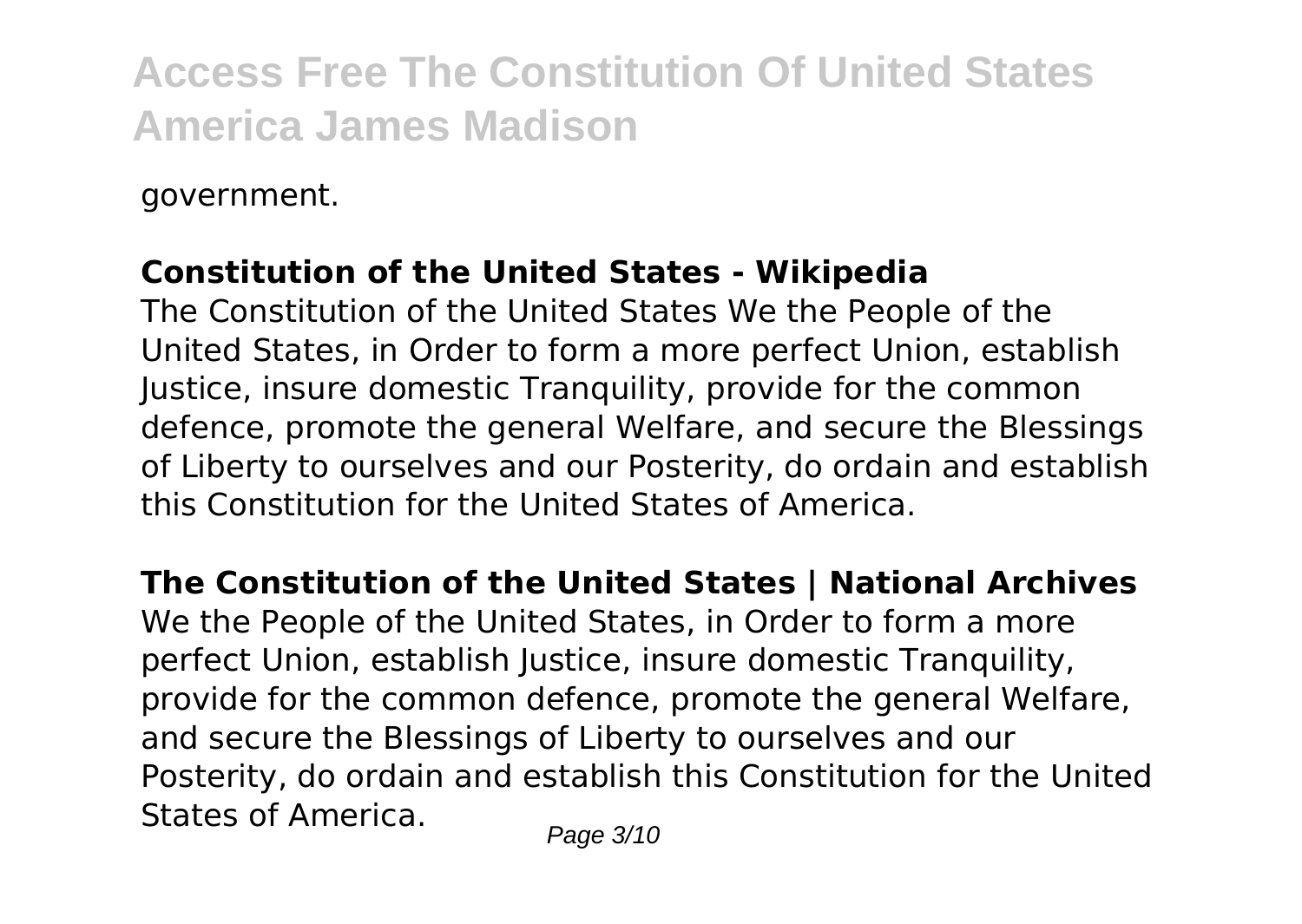government.

**Constitution of the United States - Wikipedia**

The Constitution of the United States We the People of the United States, in Order to form a more perfect Union, establish Justice, insure domestic Tranquility, provide for the common defence, promote the general Welfare, and secure the Blessings of Liberty to ourselves and our Posterity, do ordain and establish this Constitution for the United States of America.

**The Constitution of the United States | National Archives**

We the People of the United States, in Order to form a more perfect Union, establish Justice, insure domestic Tranquility, provide for the common defence, promote the general Welfare, and secure the Blessings of Liberty to ourselves and our Posterity, do ordain and establish this Constitution for the United States of America.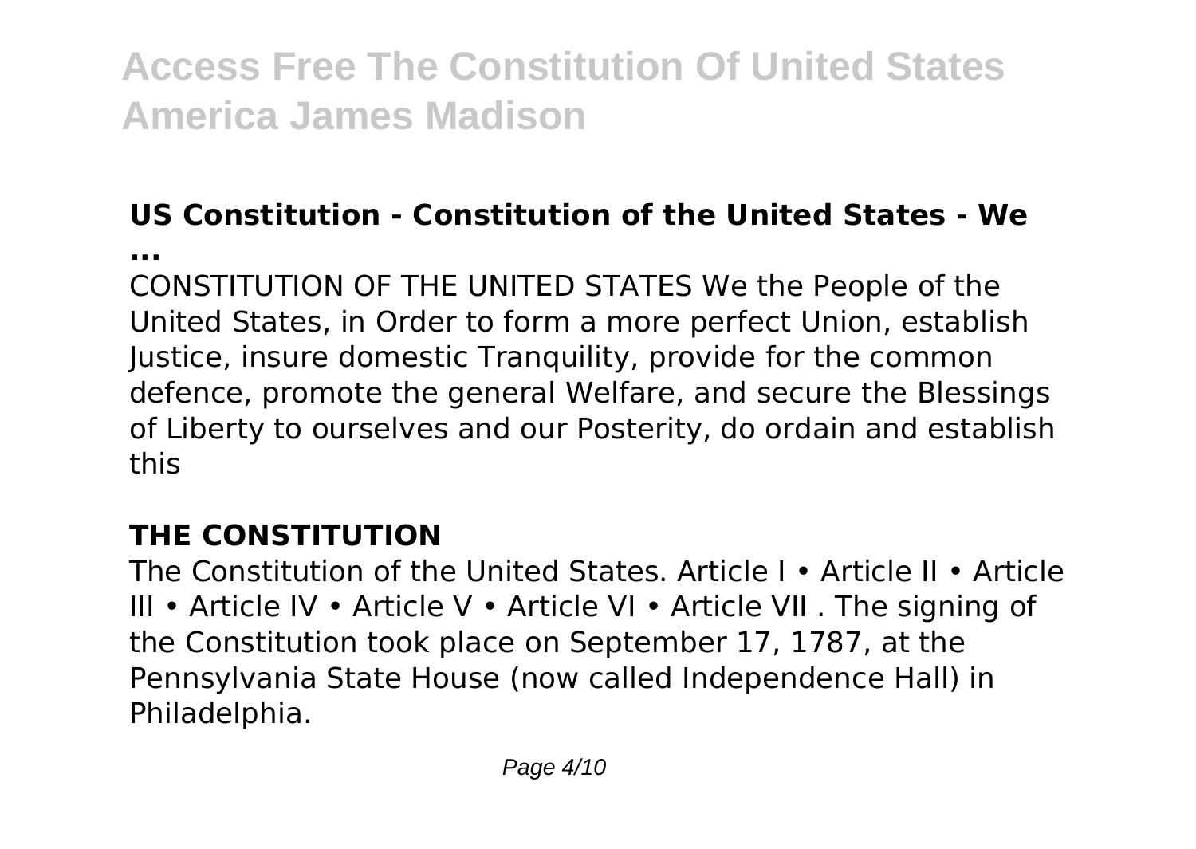## US Constitution - Constitution of the United States - We ...

CONSTITUTION OF THE UNITED STATES We the People of the United States, in Order to form a more perfect Union, establish Justice, insure domestic Tranquility, provide for the common defence, promote the general Welfare, and secure the Blessings of Liberty to ourselves and our Posterity, do ordain and establish this

## THE CONSTITUTION

The Constitution of the United States. Article I • Article II • Article III • Article IV • Article V • Article VI • Article VII . The signing of the Constitution took place on September 17, 1787, at the Pennsylvania State House (now called Independence Hall) in Philadelphia.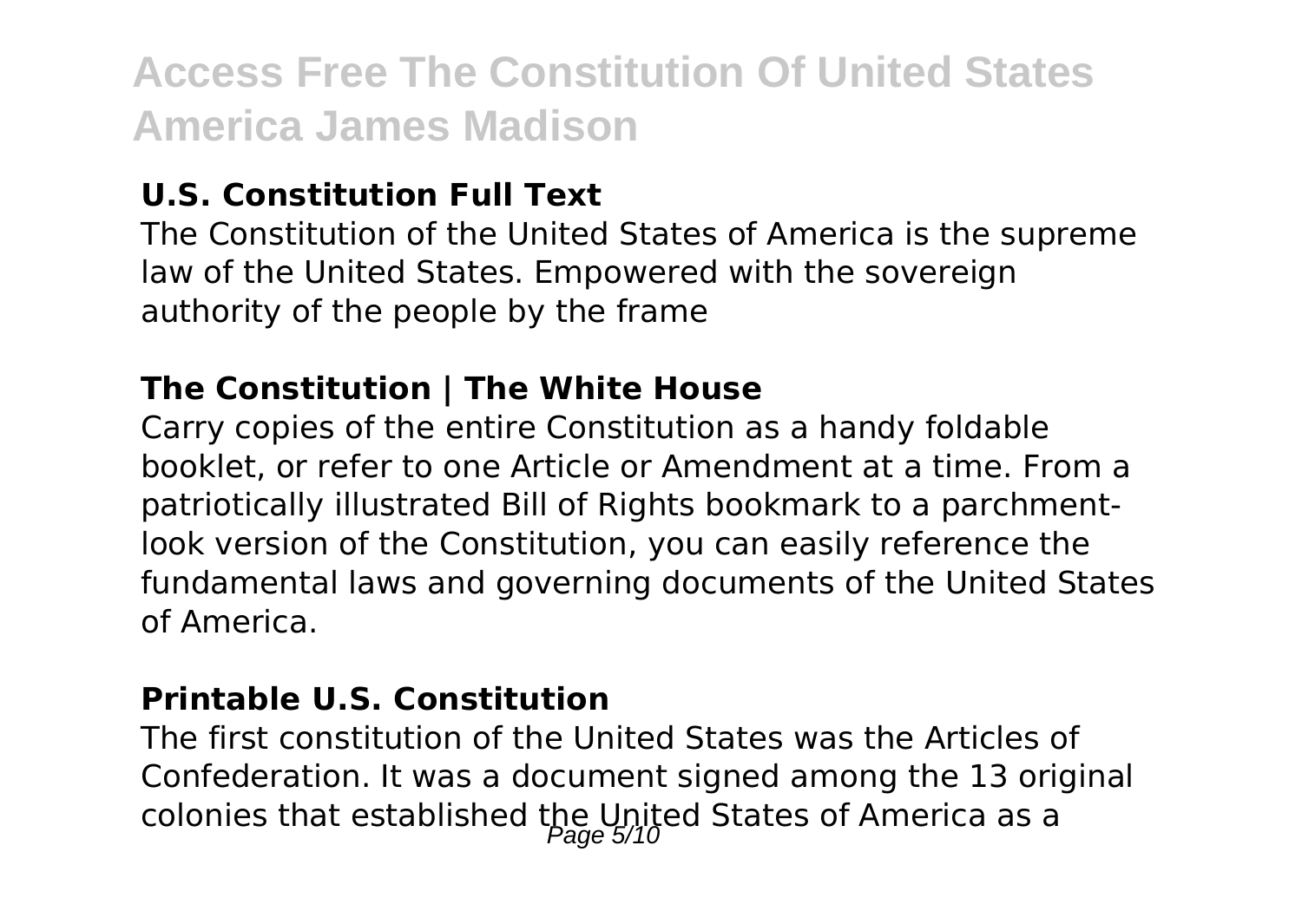## U.S. Constitution Full Text

The Constitution of the United States of America is the supreme law of the United States. Empowered with the sovereign authority of the people by the frame

## The Constitution | The White House

Carry copies of the entire Constitution as a handy foldable booklet, or refer to one Article or Amendment at a time. From a patriotically illustrated Bill of Rights bookmark to a parchment-look version of the Constitution, you can easily reference the fundamental laws and governing documents of the United States of America.

## Printable U.S. Constitution

The first constitution of the United States was the Articles of Confederation. It was a document signed among the 13 original colonies that established the United States of America as a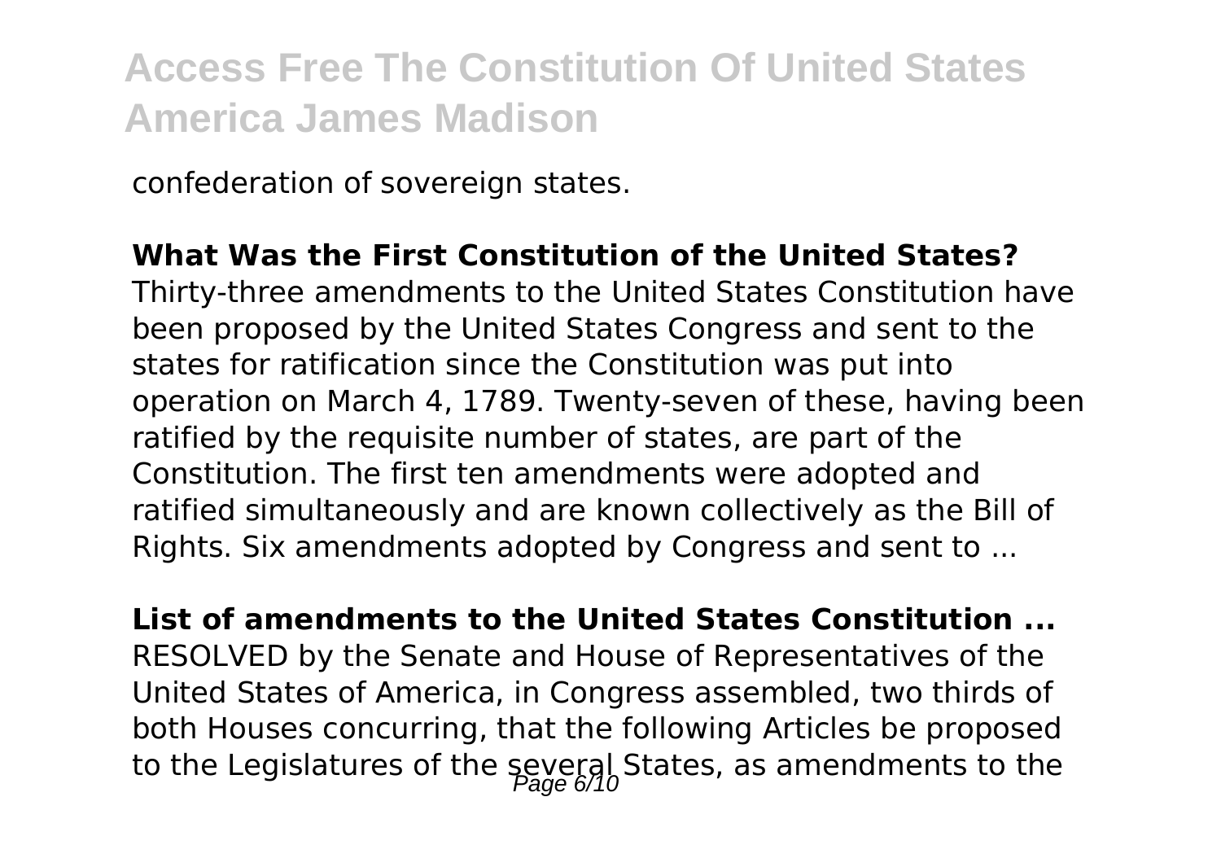confederation of sovereign states.

**What Was the First Constitution of the United States?**

Thirty-three amendments to the United States Constitution have been proposed by the United States Congress and sent to the states for ratification since the Constitution was put into operation on March 4, 1789. Twenty-seven of these, having been ratified by the requisite number of states, are part of the Constitution. The first ten amendments were adopted and ratified simultaneously and are known collectively as the Bill of Rights. Six amendments adopted by Congress and sent to ...

**List of amendments to the United States Constitution ...**

RESOLVED by the Senate and House of Representatives of the United States of America, in Congress assembled, two thirds of both Houses concurring, that the following Articles be proposed to the Legislatures of the several States, as amendments to the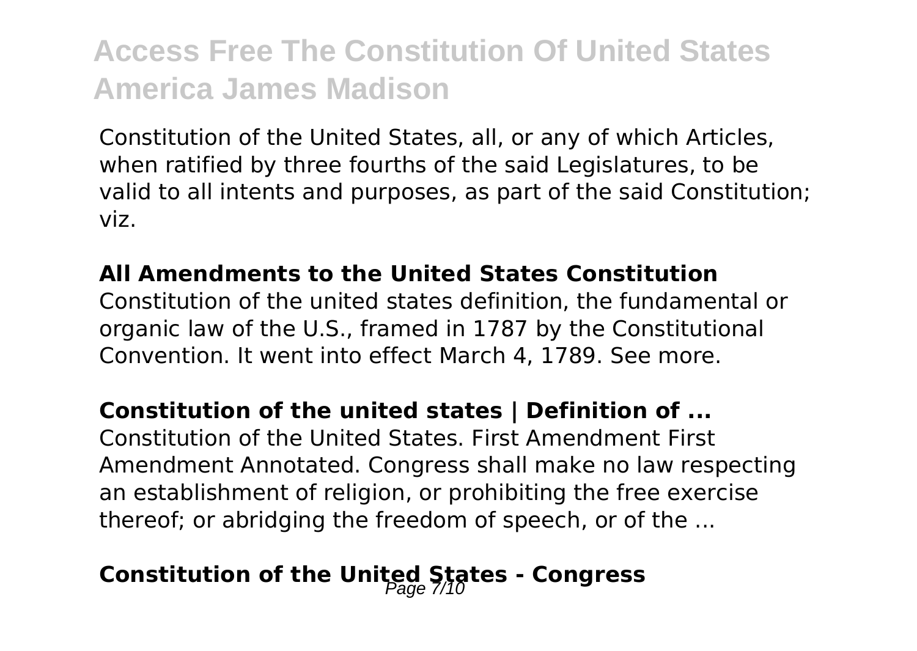Constitution of the United States, all, or any of which Articles, when ratified by three fourths of the said Legislatures, to be valid to all intents and purposes, as part of the said Constitution; viz.

**All Amendments to the United States Constitution**

Constitution of the united states definition, the fundamental or organic law of the U.S., framed in 1787 by the Constitutional Convention. It went into effect March 4, 1789. See more.

**Constitution of the united states | Definition of ...**

Constitution of the United States. First Amendment First Amendment Annotated. Congress shall make no law respecting an establishment of religion, or prohibiting the free exercise thereof; or abridging the freedom of speech, or of the ...

**Constitution of the United States - Congress**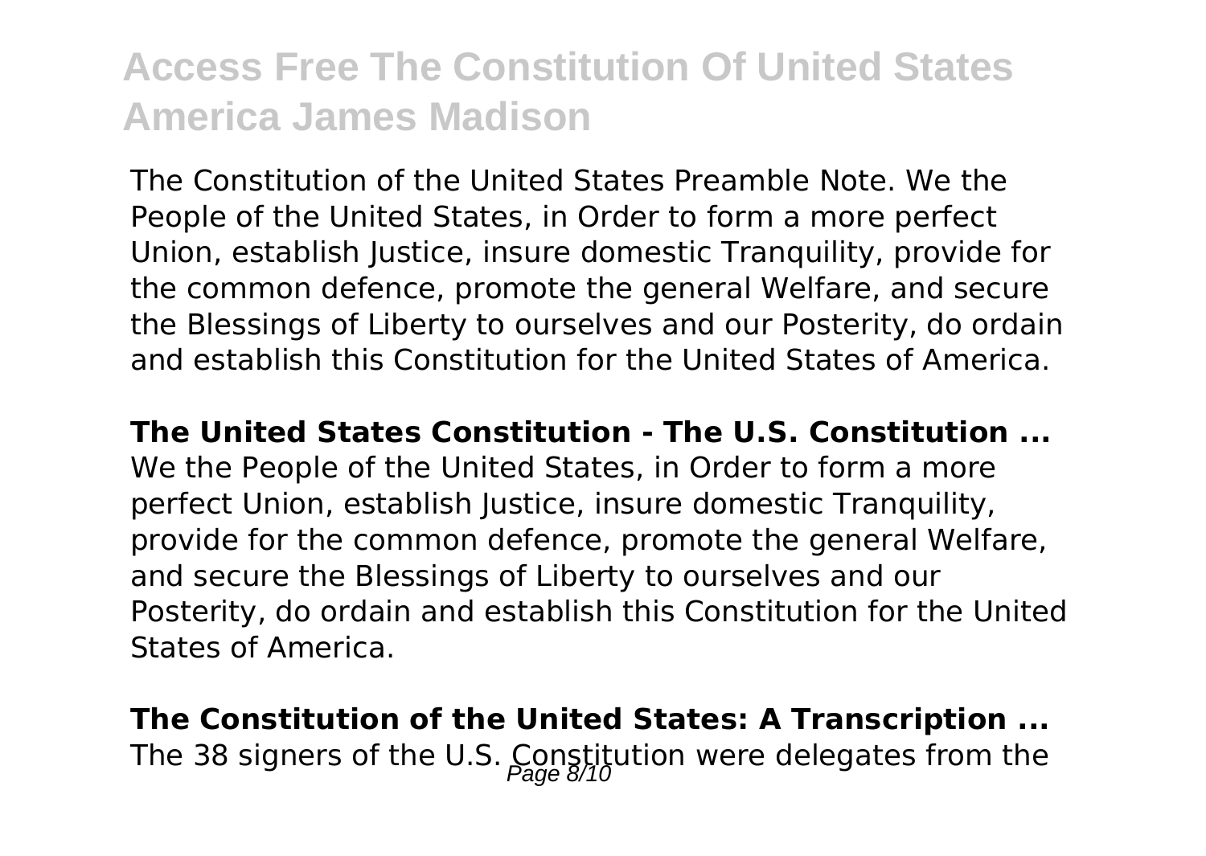The Constitution of the United States Preamble Note. We the People of the United States, in Order to form a more perfect Union, establish Justice, insure domestic Tranquility, provide for the common defence, promote the general Welfare, and secure the Blessings of Liberty to ourselves and our Posterity, do ordain and establish this Constitution for the United States of America.

**The United States Constitution - The U.S. Constitution ...**

We the People of the United States, in Order to form a more perfect Union, establish Justice, insure domestic Tranquility, provide for the common defence, promote the general Welfare, and secure the Blessings of Liberty to ourselves and our Posterity, do ordain and establish this Constitution for the United States of America.

**The Constitution of the United States: A Transcription ...**

The 38 signers of the U.S. Constitution were delegates from the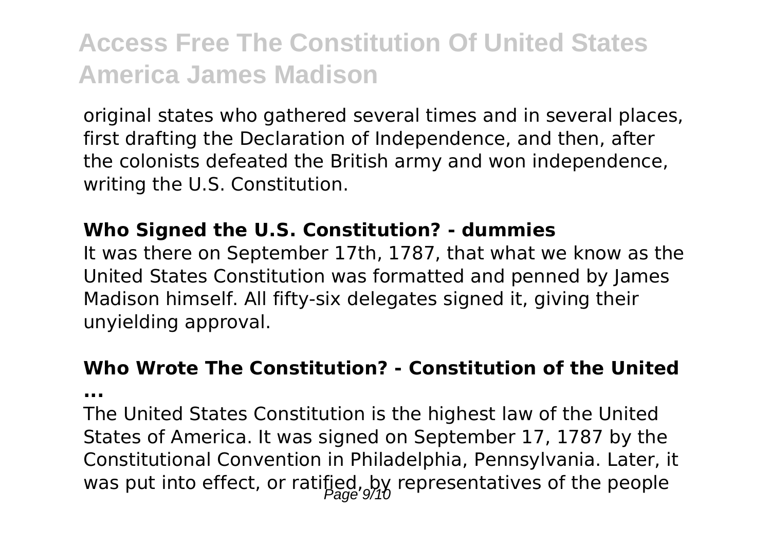original states who gathered several times and in several places, first drafting the Declaration of Independence, and then, after the colonists defeated the British army and won independence, writing the U.S. Constitution.

**Who Signed the U.S. Constitution? - dummies**

It was there on September 17th, 1787, that what we know as the United States Constitution was formatted and penned by James Madison himself. All fifty-six delegates signed it, giving their unyielding approval.

**Who Wrote The Constitution? - Constitution of the United ...**

The United States Constitution is the highest law of the United States of America. It was signed on September 17, 1787 by the Constitutional Convention in Philadelphia, Pennsylvania. Later, it was put into effect, or ratified, by representatives of the people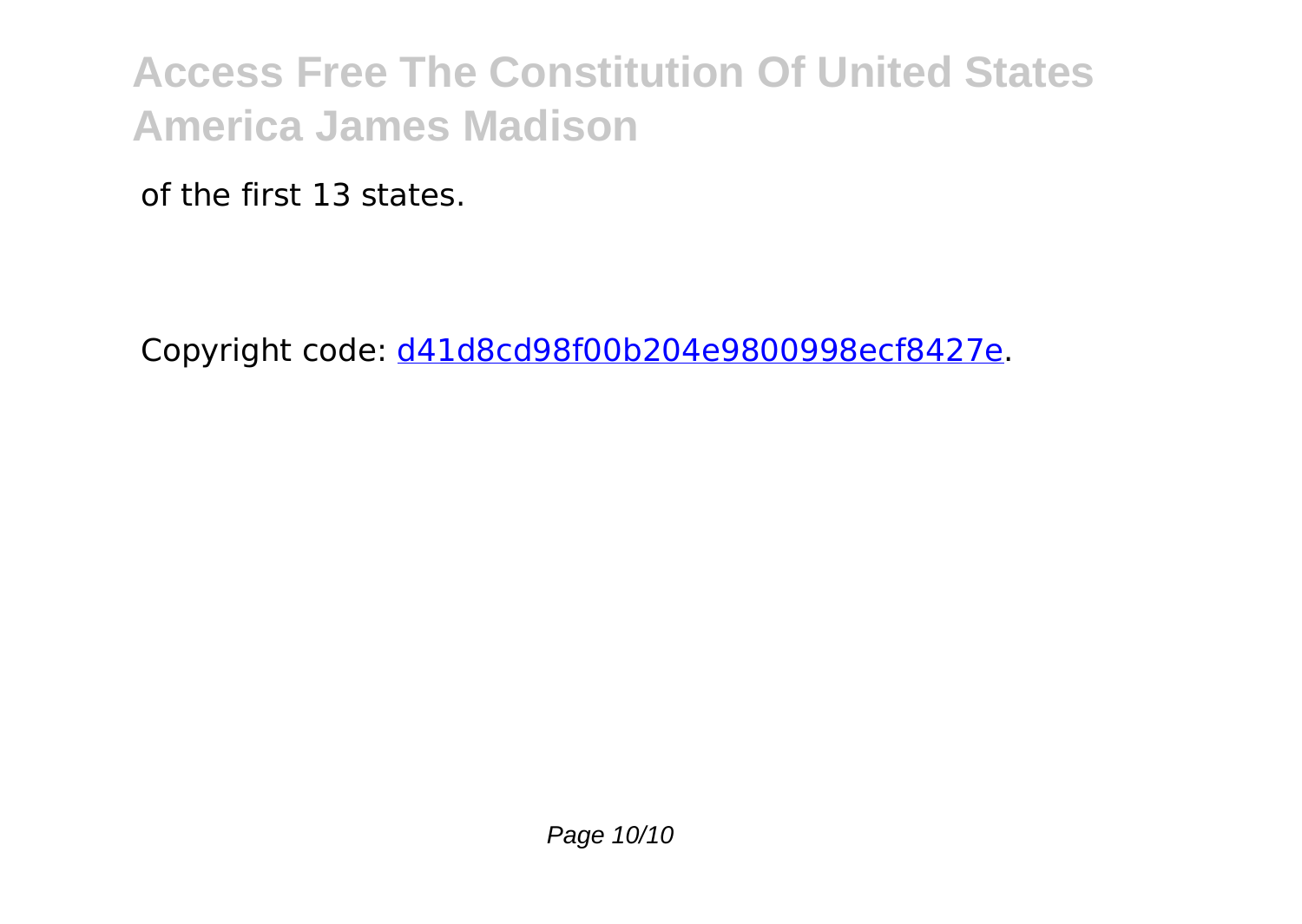of the first 13 states.

Copyright code: [d41d8cd98f00b204e9800998ecf8427e](d41d8cd98f00b204e9800998ecf8427e).